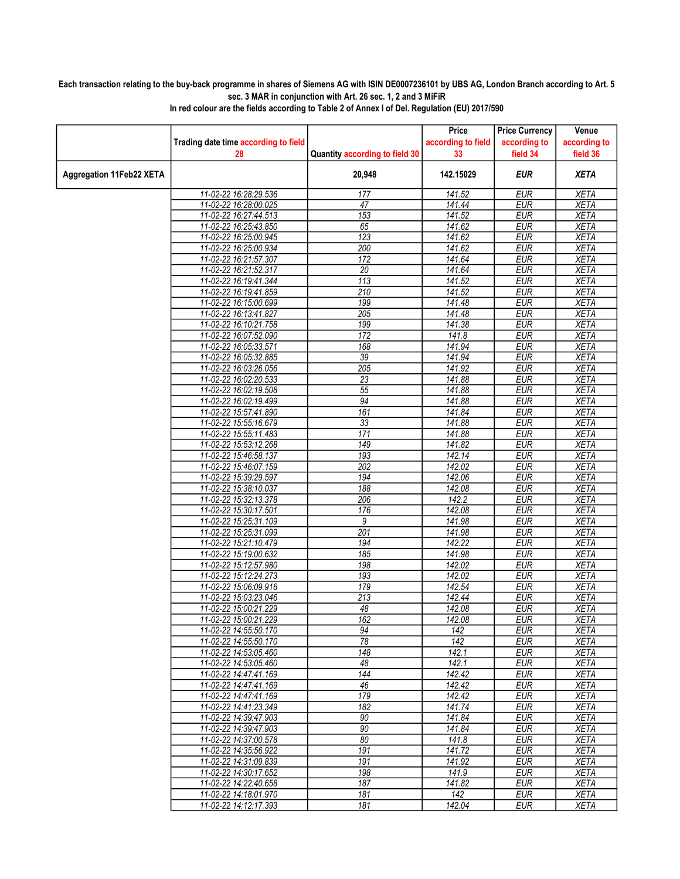**Each transaction relating to the buy-back programme in shares of Siemens AG with ISIN DE0007236101 by UBS AG, London Branch according to Art. 5 sec. 3 MAR in conjunction with Art. 26 sec. 1, 2 and 3 MiFiR**

**In red colour are the fields according to Table 2 of Annex I of Del. Regulation (EU) 2017/590**

| | Trading date time according to field 28 | Quantity according to field 30 | Price according to field 33 | Price Currency according to field 34 | Venue according to field 36 |
|---|---|---|---|---|---|
| **Aggregation 11Feb22 XETA** | | **20,948** | **142.15029** | ***EUR*** | ***XETA*** |
| | 11-02-22 16:28:29.536 | 177 | 141.52 | EUR | XETA |
| | 11-02-22 16:28:00.025 | 47 | 141.44 | EUR | XETA |
| | 11-02-22 16:27:44.513 | 153 | 141.52 | EUR | XETA |
| | 11-02-22 16:25:43.850 | 65 | 141.62 | EUR | XETA |
| | 11-02-22 16:25:00.945 | 123 | 141.62 | EUR | XETA |
| | 11-02-22 16:25:00.934 | 200 | 141.62 | EUR | XETA |
| | 11-02-22 16:21:57.307 | 172 | 141.64 | EUR | XETA |
| | 11-02-22 16:21:52.317 | 20 | 141.64 | EUR | XETA |
| | 11-02-22 16:19:41.344 | 113 | 141.52 | EUR | XETA |
| | 11-02-22 16:19:41.859 | 210 | 141.52 | EUR | XETA |
| | 11-02-22 16:15:00.699 | 199 | 141.48 | EUR | XETA |
| | 11-02-22 16:13:41.827 | 205 | 141.48 | EUR | XETA |
| | 11-02-22 16:10:21.758 | 199 | 141.38 | EUR | XETA |
| | 11-02-22 16:07:52.090 | 172 | 141.8 | EUR | XETA |
| | 11-02-22 16:05:33.571 | 168 | 141.94 | EUR | XETA |
| | 11-02-22 16:05:32.885 | 39 | 141.94 | EUR | XETA |
| | 11-02-22 16:03:26.056 | 205 | 141.92 | EUR | XETA |
| | 11-02-22 16:02:20.533 | 23 | 141.88 | EUR | XETA |
| | 11-02-22 16:02:19.508 | 55 | 141.88 | EUR | XETA |
| | 11-02-22 16:02:19.499 | 94 | 141.88 | EUR | XETA |
| | 11-02-22 15:57:41.890 | 161 | 141.84 | EUR | XETA |
| | 11-02-22 15:55:16.679 | 33 | 141.88 | EUR | XETA |
| | 11-02-22 15:55:11.483 | 171 | 141.88 | EUR | XETA |
| | 11-02-22 15:53:12.268 | 149 | 141.82 | EUR | XETA |
| | 11-02-22 15:46:58.137 | 193 | 142.14 | EUR | XETA |
| | 11-02-22 15:46:07.159 | 202 | 142.02 | EUR | XETA |
| | 11-02-22 15:39:29.597 | 194 | 142.06 | EUR | XETA |
| | 11-02-22 15:38:10.037 | 188 | 142.08 | EUR | XETA |
| | 11-02-22 15:32:13.378 | 206 | 142.2 | EUR | XETA |
| | 11-02-22 15:30:17.501 | 176 | 142.08 | EUR | XETA |
| | 11-02-22 15:25:31.109 | 9 | 141.98 | EUR | XETA |
| | 11-02-22 15:25:31.099 | 201 | 141.98 | EUR | XETA |
| | 11-02-22 15:21:10.479 | 194 | 142.22 | EUR | XETA |
| | 11-02-22 15:19:00.632 | 185 | 141.98 | EUR | XETA |
| | 11-02-22 15:12:57.980 | 198 | 142.02 | EUR | XETA |
| | 11-02-22 15:12:24.273 | 193 | 142.02 | EUR | XETA |
| | 11-02-22 15:06:09.916 | 179 | 142.54 | EUR | XETA |
| | 11-02-22 15:03:23.046 | 213 | 142.44 | EUR | XETA |
| | 11-02-22 15:00:21.229 | 48 | 142.08 | EUR | XETA |
| | 11-02-22 15:00:21.229 | 162 | 142.08 | EUR | XETA |
| | 11-02-22 14:55:50.170 | 94 | 142 | EUR | XETA |
| | 11-02-22 14:55:50.170 | 78 | 142 | EUR | XETA |
| | 11-02-22 14:53:05.460 | 148 | 142.1 | EUR | XETA |
| | 11-02-22 14:53:05.460 | 48 | 142.1 | EUR | XETA |
| | 11-02-22 14:47:41.169 | 144 | 142.42 | EUR | XETA |
| | 11-02-22 14:47:41.169 | 46 | 142.42 | EUR | XETA |
| | 11-02-22 14:47:41.169 | 179 | 142.42 | EUR | XETA |
| | 11-02-22 14:41:23.349 | 182 | 141.74 | EUR | XETA |
| | 11-02-22 14:39:47.903 | 90 | 141.84 | EUR | XETA |
| | 11-02-22 14:39:47.903 | 90 | 141.84 | EUR | XETA |
| | 11-02-22 14:37:00.578 | 80 | 141.8 | EUR | XETA |
| | 11-02-22 14:35:56.922 | 191 | 141.72 | EUR | XETA |
| | 11-02-22 14:31:09.839 | 191 | 141.92 | EUR | XETA |
| | 11-02-22 14:30:17.652 | 198 | 141.9 | EUR | XETA |
| | 11-02-22 14:22:40.658 | 187 | 141.82 | EUR | XETA |
| | 11-02-22 14:18:01.970 | 181 | 142 | EUR | XETA |
| | 11-02-22 14:12:17.393 | 181 | 142.04 | EUR | XETA |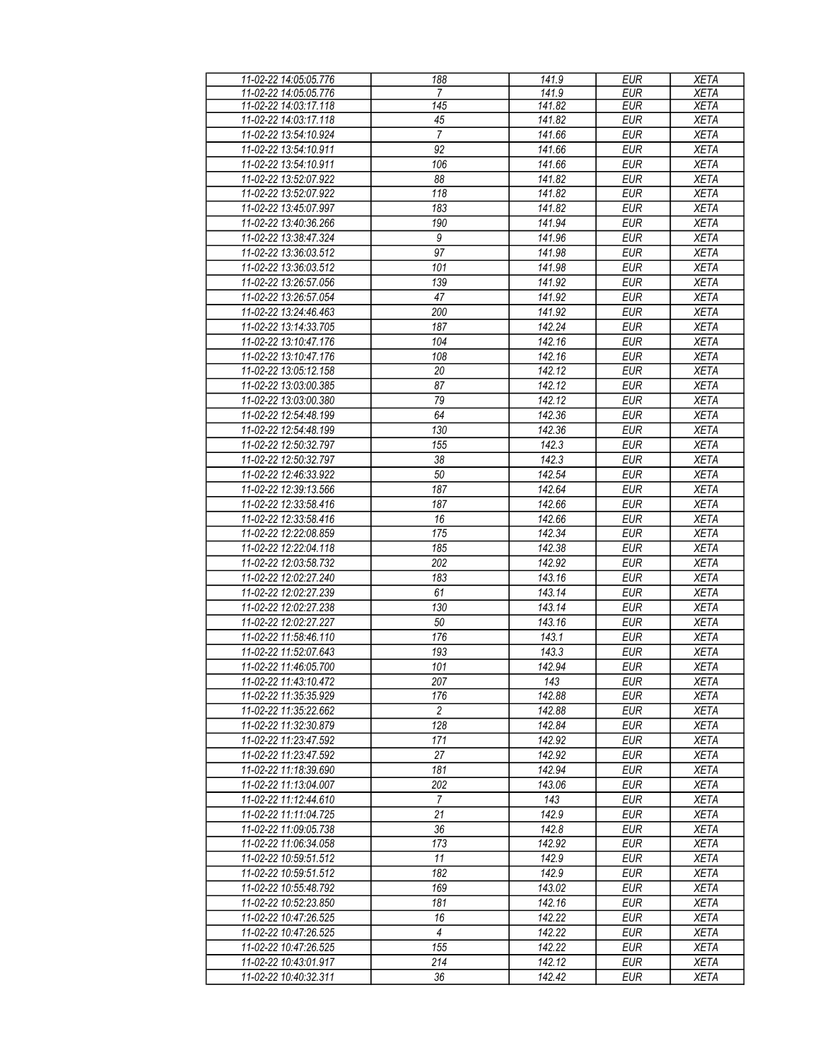| 11-02-22 14:05:05.776 | 188 | 141.9 | EUR | XETA |
|---|---|---|---|---|
| 11-02-22 14:05:05.776 | 7 | 141.9 | EUR | XETA |
| 11-02-22 14:03:17.118 | 145 | 141.82 | EUR | XETA |
| 11-02-22 14:03:17.118 | 45 | 141.82 | EUR | XETA |
| 11-02-22 13:54:10.924 | 7 | 141.66 | EUR | XETA |
| 11-02-22 13:54:10.911 | 92 | 141.66 | EUR | XETA |
| 11-02-22 13:54:10.911 | 106 | 141.66 | EUR | XETA |
| 11-02-22 13:52:07.922 | 88 | 141.82 | EUR | XETA |
| 11-02-22 13:52:07.922 | 118 | 141.82 | EUR | XETA |
| 11-02-22 13:45:07.997 | 183 | 141.82 | EUR | XETA |
| 11-02-22 13:40:36.266 | 190 | 141.94 | EUR | XETA |
| 11-02-22 13:38:47.324 | 9 | 141.96 | EUR | XETA |
| 11-02-22 13:36:03.512 | 97 | 141.98 | EUR | XETA |
| 11-02-22 13:36:03.512 | 101 | 141.98 | EUR | XETA |
| 11-02-22 13:26:57.056 | 139 | 141.92 | EUR | XETA |
| 11-02-22 13:26:57.054 | 47 | 141.92 | EUR | XETA |
| 11-02-22 13:24:46.463 | 200 | 141.92 | EUR | XETA |
| 11-02-22 13:14:33.705 | 187 | 142.24 | EUR | XETA |
| 11-02-22 13:10:47.176 | 104 | 142.16 | EUR | XETA |
| 11-02-22 13:10:47.176 | 108 | 142.16 | EUR | XETA |
| 11-02-22 13:05:12.158 | 20 | 142.12 | EUR | XETA |
| 11-02-22 13:03:00.385 | 87 | 142.12 | EUR | XETA |
| 11-02-22 13:03:00.380 | 79 | 142.12 | EUR | XETA |
| 11-02-22 12:54:48.199 | 64 | 142.36 | EUR | XETA |
| 11-02-22 12:54:48.199 | 130 | 142.36 | EUR | XETA |
| 11-02-22 12:50:32.797 | 155 | 142.3 | EUR | XETA |
| 11-02-22 12:50:32.797 | 38 | 142.3 | EUR | XETA |
| 11-02-22 12:46:33.922 | 50 | 142.54 | EUR | XETA |
| 11-02-22 12:39:13.566 | 187 | 142.64 | EUR | XETA |
| 11-02-22 12:33:58.416 | 187 | 142.66 | EUR | XETA |
| 11-02-22 12:33:58.416 | 16 | 142.66 | EUR | XETA |
| 11-02-22 12:22:08.859 | 175 | 142.34 | EUR | XETA |
| 11-02-22 12:22:04.118 | 185 | 142.38 | EUR | XETA |
| 11-02-22 12:03:58.732 | 202 | 142.92 | EUR | XETA |
| 11-02-22 12:02:27.240 | 183 | 143.16 | EUR | XETA |
| 11-02-22 12:02:27.239 | 61 | 143.14 | EUR | XETA |
| 11-02-22 12:02:27.238 | 130 | 143.14 | EUR | XETA |
| 11-02-22 12:02:27.227 | 50 | 143.16 | EUR | XETA |
| 11-02-22 11:58:46.110 | 176 | 143.1 | EUR | XETA |
| 11-02-22 11:52:07.643 | 193 | 143.3 | EUR | XETA |
| 11-02-22 11:46:05.700 | 101 | 142.94 | EUR | XETA |
| 11-02-22 11:43:10.472 | 207 | 143 | EUR | XETA |
| 11-02-22 11:35:35.929 | 176 | 142.88 | EUR | XETA |
| 11-02-22 11:35:22.662 | 2 | 142.88 | EUR | XETA |
| 11-02-22 11:32:30.879 | 128 | 142.84 | EUR | XETA |
| 11-02-22 11:23:47.592 | 171 | 142.92 | EUR | XETA |
| 11-02-22 11:23:47.592 | 27 | 142.92 | EUR | XETA |
| 11-02-22 11:18:39.690 | 181 | 142.94 | EUR | XETA |
| 11-02-22 11:13:04.007 | 202 | 143.06 | EUR | XETA |
| 11-02-22 11:12:44.610 | 7 | 143 | EUR | XETA |
| 11-02-22 11:11:04.725 | 21 | 142.9 | EUR | XETA |
| 11-02-22 11:09:05.738 | 36 | 142.8 | EUR | XETA |
| 11-02-22 11:06:34.058 | 173 | 142.92 | EUR | XETA |
| 11-02-22 10:59:51.512 | 11 | 142.9 | EUR | XETA |
| 11-02-22 10:59:51.512 | 182 | 142.9 | EUR | XETA |
| 11-02-22 10:55:48.792 | 169 | 143.02 | EUR | XETA |
| 11-02-22 10:52:23.850 | 181 | 142.16 | EUR | XETA |
| 11-02-22 10:47:26.525 | 16 | 142.22 | EUR | XETA |
| 11-02-22 10:47:26.525 | 4 | 142.22 | EUR | XETA |
| 11-02-22 10:47:26.525 | 155 | 142.22 | EUR | XETA |
| 11-02-22 10:43:01.917 | 214 | 142.12 | EUR | XETA |
| 11-02-22 10:40:32.311 | 36 | 142.42 | EUR | XETA |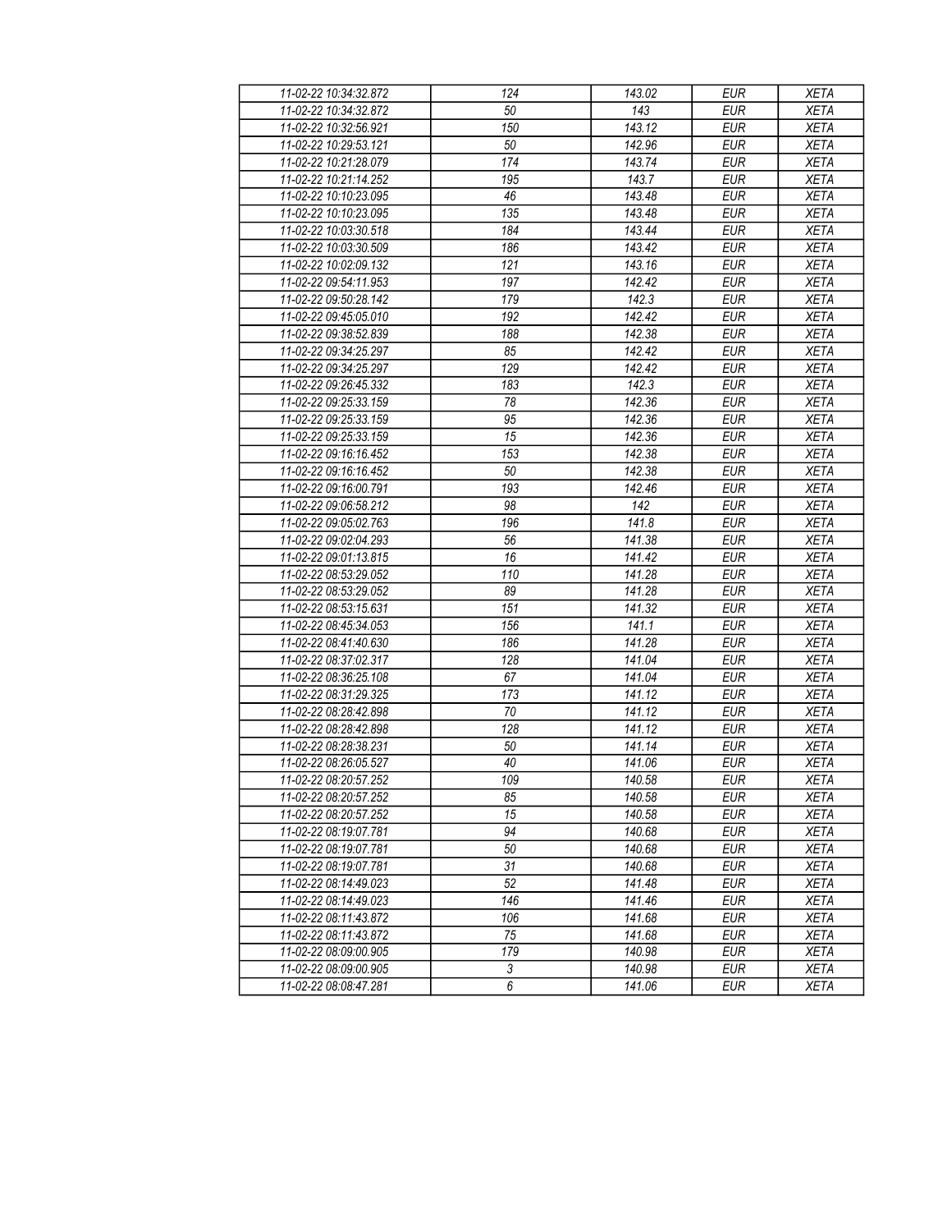| 11-02-22 10:34:32.872 | 124 | 143.02 | EUR | XETA |
|---|---|---|---|---|
| 11-02-22 10:34:32.872 | 50 | 143 | EUR | XETA |
| 11-02-22 10:32:56.921 | 150 | 143.12 | EUR | XETA |
| 11-02-22 10:29:53.121 | 50 | 142.96 | EUR | XETA |
| 11-02-22 10:21:28.079 | 174 | 143.74 | EUR | XETA |
| 11-02-22 10:21:14.252 | 195 | 143.7 | EUR | XETA |
| 11-02-22 10:10:23.095 | 46 | 143.48 | EUR | XETA |
| 11-02-22 10:10:23.095 | 135 | 143.48 | EUR | XETA |
| 11-02-22 10:03:30.518 | 184 | 143.44 | EUR | XETA |
| 11-02-22 10:03:30.509 | 186 | 143.42 | EUR | XETA |
| 11-02-22 10:02:09.132 | 121 | 143.16 | EUR | XETA |
| 11-02-22 09:54:11.953 | 197 | 142.42 | EUR | XETA |
| 11-02-22 09:50:28.142 | 179 | 142.3 | EUR | XETA |
| 11-02-22 09:45:05.010 | 192 | 142.42 | EUR | XETA |
| 11-02-22 09:38:52.839 | 188 | 142.38 | EUR | XETA |
| 11-02-22 09:34:25.297 | 85 | 142.42 | EUR | XETA |
| 11-02-22 09:34:25.297 | 129 | 142.42 | EUR | XETA |
| 11-02-22 09:26:45.332 | 183 | 142.3 | EUR | XETA |
| 11-02-22 09:25:33.159 | 78 | 142.36 | EUR | XETA |
| 11-02-22 09:25:33.159 | 95 | 142.36 | EUR | XETA |
| 11-02-22 09:25:33.159 | 15 | 142.36 | EUR | XETA |
| 11-02-22 09:16:16.452 | 153 | 142.38 | EUR | XETA |
| 11-02-22 09:16:16.452 | 50 | 142.38 | EUR | XETA |
| 11-02-22 09:16:00.791 | 193 | 142.46 | EUR | XETA |
| 11-02-22 09:06:58.212 | 98 | 142 | EUR | XETA |
| 11-02-22 09:05:02.763 | 196 | 141.8 | EUR | XETA |
| 11-02-22 09:02:04.293 | 56 | 141.38 | EUR | XETA |
| 11-02-22 09:01:13.815 | 16 | 141.42 | EUR | XETA |
| 11-02-22 08:53:29.052 | 110 | 141.28 | EUR | XETA |
| 11-02-22 08:53:29.052 | 89 | 141.28 | EUR | XETA |
| 11-02-22 08:53:15.631 | 151 | 141.32 | EUR | XETA |
| 11-02-22 08:45:34.053 | 156 | 141.1 | EUR | XETA |
| 11-02-22 08:41:40.630 | 186 | 141.28 | EUR | XETA |
| 11-02-22 08:37:02.317 | 128 | 141.04 | EUR | XETA |
| 11-02-22 08:36:25.108 | 67 | 141.04 | EUR | XETA |
| 11-02-22 08:31:29.325 | 173 | 141.12 | EUR | XETA |
| 11-02-22 08:28:42.898 | 70 | 141.12 | EUR | XETA |
| 11-02-22 08:28:42.898 | 128 | 141.12 | EUR | XETA |
| 11-02-22 08:28:38.231 | 50 | 141.14 | EUR | XETA |
| 11-02-22 08:26:05.527 | 40 | 141.06 | EUR | XETA |
| 11-02-22 08:20:57.252 | 109 | 140.58 | EUR | XETA |
| 11-02-22 08:20:57.252 | 85 | 140.58 | EUR | XETA |
| 11-02-22 08:20:57.252 | 15 | 140.58 | EUR | XETA |
| 11-02-22 08:19:07.781 | 94 | 140.68 | EUR | XETA |
| 11-02-22 08:19:07.781 | 50 | 140.68 | EUR | XETA |
| 11-02-22 08:19:07.781 | 31 | 140.68 | EUR | XETA |
| 11-02-22 08:14:49.023 | 52 | 141.48 | EUR | XETA |
| 11-02-22 08:14:49.023 | 146 | 141.46 | EUR | XETA |
| 11-02-22 08:11:43.872 | 106 | 141.68 | EUR | XETA |
| 11-02-22 08:11:43.872 | 75 | 141.68 | EUR | XETA |
| 11-02-22 08:09:00.905 | 179 | 140.98 | EUR | XETA |
| 11-02-22 08:09:00.905 | 3 | 140.98 | EUR | XETA |
| 11-02-22 08:08:47.281 | 6 | 141.06 | EUR | XETA |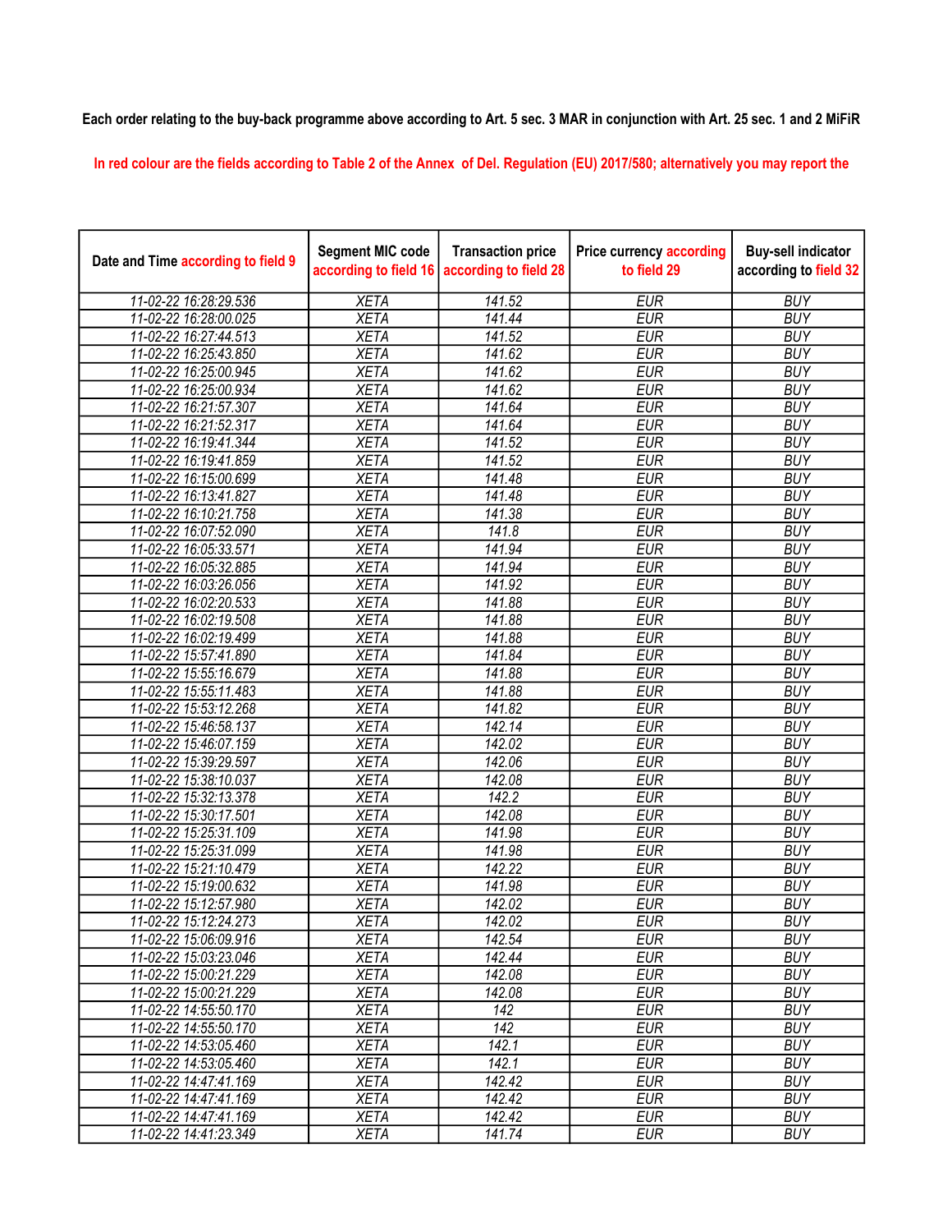Each order relating to the buy-back programme above according to Art. 5 sec. 3 MAR in conjunction with Art. 25 sec. 1 and 2 MiFiR

In red colour are the fields according to Table 2 of the Annex of Del. Regulation (EU) 2017/580; alternatively you may report the

| Date and Time according to field 9 | Segment MIC code according to field 16 | Transaction price according to field 28 | Price currency according to field 29 | Buy-sell indicator according to field 32 |
|---|---|---|---|---|
| 11-02-22 16:28:29.536 | XETA | 141.52 | EUR | BUY |
| 11-02-22 16:28:00.025 | XETA | 141.44 | EUR | BUY |
| 11-02-22 16:27:44.513 | XETA | 141.52 | EUR | BUY |
| 11-02-22 16:25:43.850 | XETA | 141.62 | EUR | BUY |
| 11-02-22 16:25:00.945 | XETA | 141.62 | EUR | BUY |
| 11-02-22 16:25:00.934 | XETA | 141.62 | EUR | BUY |
| 11-02-22 16:21:57.307 | XETA | 141.64 | EUR | BUY |
| 11-02-22 16:21:52.317 | XETA | 141.64 | EUR | BUY |
| 11-02-22 16:19:41.344 | XETA | 141.52 | EUR | BUY |
| 11-02-22 16:19:41.859 | XETA | 141.52 | EUR | BUY |
| 11-02-22 16:15:00.699 | XETA | 141.48 | EUR | BUY |
| 11-02-22 16:13:41.827 | XETA | 141.48 | EUR | BUY |
| 11-02-22 16:10:21.758 | XETA | 141.38 | EUR | BUY |
| 11-02-22 16:07:52.090 | XETA | 141.8 | EUR | BUY |
| 11-02-22 16:05:33.571 | XETA | 141.94 | EUR | BUY |
| 11-02-22 16:05:32.885 | XETA | 141.94 | EUR | BUY |
| 11-02-22 16:03:26.056 | XETA | 141.92 | EUR | BUY |
| 11-02-22 16:02:20.533 | XETA | 141.88 | EUR | BUY |
| 11-02-22 16:02:19.508 | XETA | 141.88 | EUR | BUY |
| 11-02-22 16:02:19.499 | XETA | 141.88 | EUR | BUY |
| 11-02-22 15:57:41.890 | XETA | 141.84 | EUR | BUY |
| 11-02-22 15:55:16.679 | XETA | 141.88 | EUR | BUY |
| 11-02-22 15:55:11.483 | XETA | 141.88 | EUR | BUY |
| 11-02-22 15:53:12.268 | XETA | 141.82 | EUR | BUY |
| 11-02-22 15:46:58.137 | XETA | 142.14 | EUR | BUY |
| 11-02-22 15:46:07.159 | XETA | 142.02 | EUR | BUY |
| 11-02-22 15:39:29.597 | XETA | 142.06 | EUR | BUY |
| 11-02-22 15:38:10.037 | XETA | 142.08 | EUR | BUY |
| 11-02-22 15:32:13.378 | XETA | 142.2 | EUR | BUY |
| 11-02-22 15:30:17.501 | XETA | 142.08 | EUR | BUY |
| 11-02-22 15:25:31.109 | XETA | 141.98 | EUR | BUY |
| 11-02-22 15:25:31.099 | XETA | 141.98 | EUR | BUY |
| 11-02-22 15:21:10.479 | XETA | 142.22 | EUR | BUY |
| 11-02-22 15:19:00.632 | XETA | 141.98 | EUR | BUY |
| 11-02-22 15:12:57.980 | XETA | 142.02 | EUR | BUY |
| 11-02-22 15:12:24.273 | XETA | 142.02 | EUR | BUY |
| 11-02-22 15:06:09.916 | XETA | 142.54 | EUR | BUY |
| 11-02-22 15:03:23.046 | XETA | 142.44 | EUR | BUY |
| 11-02-22 15:00:21.229 | XETA | 142.08 | EUR | BUY |
| 11-02-22 15:00:21.229 | XETA | 142.08 | EUR | BUY |
| 11-02-22 14:55:50.170 | XETA | 142 | EUR | BUY |
| 11-02-22 14:55:50.170 | XETA | 142 | EUR | BUY |
| 11-02-22 14:53:05.460 | XETA | 142.1 | EUR | BUY |
| 11-02-22 14:53:05.460 | XETA | 142.1 | EUR | BUY |
| 11-02-22 14:47:41.169 | XETA | 142.42 | EUR | BUY |
| 11-02-22 14:47:41.169 | XETA | 142.42 | EUR | BUY |
| 11-02-22 14:47:41.169 | XETA | 142.42 | EUR | BUY |
| 11-02-22 14:41:23.349 | XETA | 141.74 | EUR | BUY |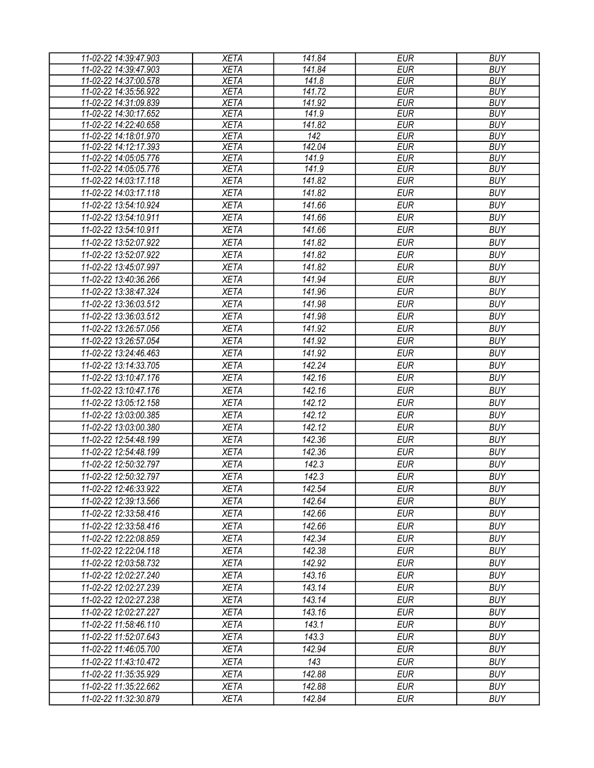| 11-02-22 14:39:47.903 | XETA | 141.84 | EUR | BUY |
|---|---|---|---|---|
| 11-02-22 14:39:47.903 | XETA | 141.84 | EUR | BUY |
| 11-02-22 14:37:00.578 | XETA | 141.8 | EUR | BUY |
| 11-02-22 14:35:56.922 | XETA | 141.72 | EUR | BUY |
| 11-02-22 14:31:09.839 | XETA | 141.92 | EUR | BUY |
| 11-02-22 14:30:17.652 | XETA | 141.9 | EUR | BUY |
| 11-02-22 14:22:40.658 | XETA | 141.82 | EUR | BUY |
| 11-02-22 14:18:01.970 | XETA | 142 | EUR | BUY |
| 11-02-22 14:12:17.393 | XETA | 142.04 | EUR | BUY |
| 11-02-22 14:05:05.776 | XETA | 141.9 | EUR | BUY |
| 11-02-22 14:05:05.776 | XETA | 141.9 | EUR | BUY |
| 11-02-22 14:03:17.118 | XETA | 141.82 | EUR | BUY |
| 11-02-22 14:03:17.118 | XETA | 141.82 | EUR | BUY |
| 11-02-22 13:54:10.924 | XETA | 141.66 | EUR | BUY |
| 11-02-22 13:54:10.911 | XETA | 141.66 | EUR | BUY |
| 11-02-22 13:54:10.911 | XETA | 141.66 | EUR | BUY |
| 11-02-22 13:52:07.922 | XETA | 141.82 | EUR | BUY |
| 11-02-22 13:52:07.922 | XETA | 141.82 | EUR | BUY |
| 11-02-22 13:45:07.997 | XETA | 141.82 | EUR | BUY |
| 11-02-22 13:40:36.266 | XETA | 141.94 | EUR | BUY |
| 11-02-22 13:38:47.324 | XETA | 141.96 | EUR | BUY |
| 11-02-22 13:36:03.512 | XETA | 141.98 | EUR | BUY |
| 11-02-22 13:36:03.512 | XETA | 141.98 | EUR | BUY |
| 11-02-22 13:26:57.056 | XETA | 141.92 | EUR | BUY |
| 11-02-22 13:26:57.054 | XETA | 141.92 | EUR | BUY |
| 11-02-22 13:24:46.463 | XETA | 141.92 | EUR | BUY |
| 11-02-22 13:14:33.705 | XETA | 142.24 | EUR | BUY |
| 11-02-22 13:10:47.176 | XETA | 142.16 | EUR | BUY |
| 11-02-22 13:10:47.176 | XETA | 142.16 | EUR | BUY |
| 11-02-22 13:05:12.158 | XETA | 142.12 | EUR | BUY |
| 11-02-22 13:03:00.385 | XETA | 142.12 | EUR | BUY |
| 11-02-22 13:03:00.380 | XETA | 142.12 | EUR | BUY |
| 11-02-22 12:54:48.199 | XETA | 142.36 | EUR | BUY |
| 11-02-22 12:54:48.199 | XETA | 142.36 | EUR | BUY |
| 11-02-22 12:50:32.797 | XETA | 142.3 | EUR | BUY |
| 11-02-22 12:50:32.797 | XETA | 142.3 | EUR | BUY |
| 11-02-22 12:46:33.922 | XETA | 142.54 | EUR | BUY |
| 11-02-22 12:39:13.566 | XETA | 142.64 | EUR | BUY |
| 11-02-22 12:33:58.416 | XETA | 142.66 | EUR | BUY |
| 11-02-22 12:33:58.416 | XETA | 142.66 | EUR | BUY |
| 11-02-22 12:22:08.859 | XETA | 142.34 | EUR | BUY |
| 11-02-22 12:22:04.118 | XETA | 142.38 | EUR | BUY |
| 11-02-22 12:03:58.732 | XETA | 142.92 | EUR | BUY |
| 11-02-22 12:02:27.240 | XETA | 143.16 | EUR | BUY |
| 11-02-22 12:02:27.239 | XETA | 143.14 | EUR | BUY |
| 11-02-22 12:02:27.238 | XETA | 143.14 | EUR | BUY |
| 11-02-22 12:02:27.227 | XETA | 143.16 | EUR | BUY |
| 11-02-22 11:58:46.110 | XETA | 143.1 | EUR | BUY |
| 11-02-22 11:52:07.643 | XETA | 143.3 | EUR | BUY |
| 11-02-22 11:46:05.700 | XETA | 142.94 | EUR | BUY |
| 11-02-22 11:43:10.472 | XETA | 143 | EUR | BUY |
| 11-02-22 11:35:35.929 | XETA | 142.88 | EUR | BUY |
| 11-02-22 11:35:22.662 | XETA | 142.88 | EUR | BUY |
| 11-02-22 11:32:30.879 | XETA | 142.84 | EUR | BUY |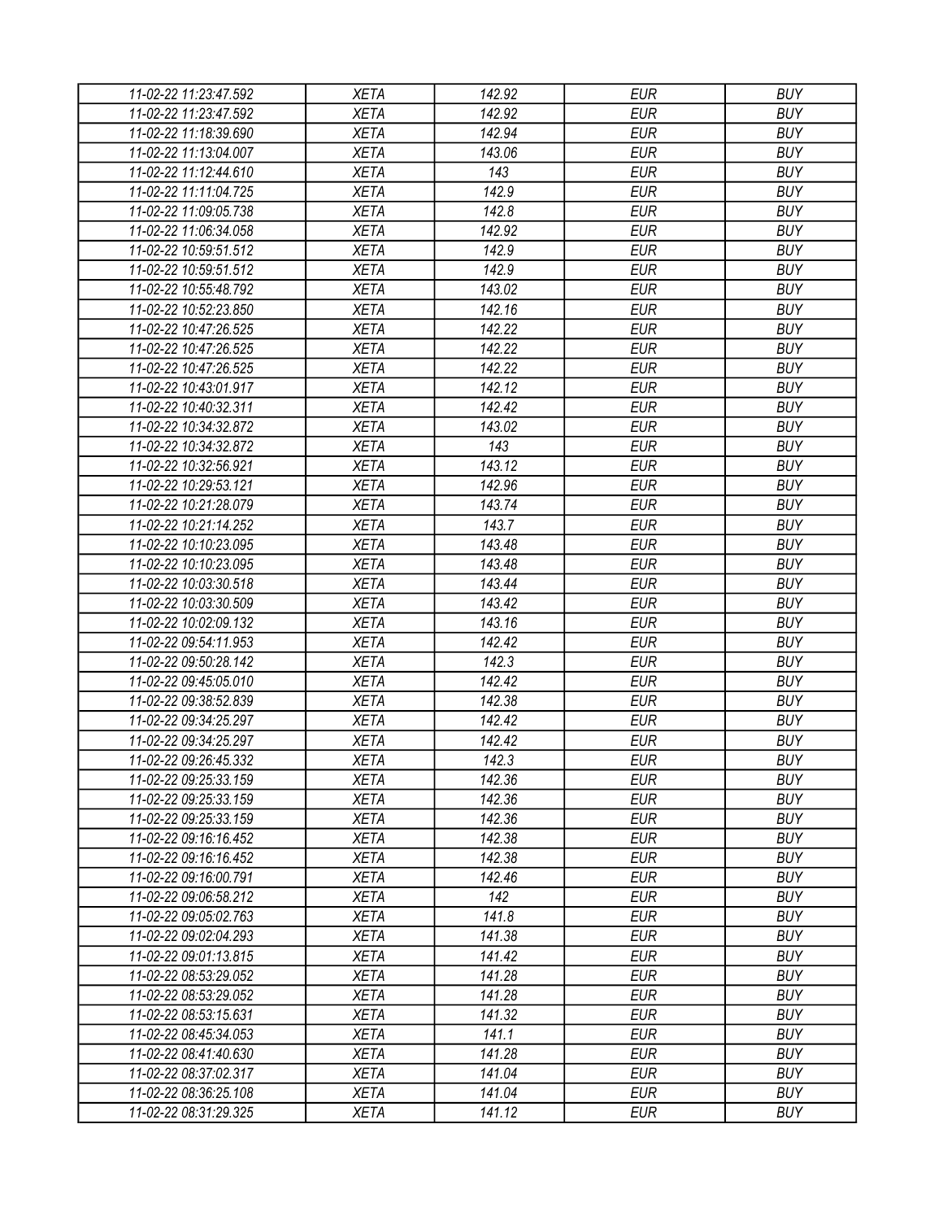| 11-02-22 11:23:47.592 | XETA | 142.92 | EUR | BUY |
|---|---|---|---|---|
| 11-02-22 11:23:47.592 | XETA | 142.92 | EUR | BUY |
| 11-02-22 11:18:39.690 | XETA | 142.94 | EUR | BUY |
| 11-02-22 11:13:04.007 | XETA | 143.06 | EUR | BUY |
| 11-02-22 11:12:44.610 | XETA | 143 | EUR | BUY |
| 11-02-22 11:11:04.725 | XETA | 142.9 | EUR | BUY |
| 11-02-22 11:09:05.738 | XETA | 142.8 | EUR | BUY |
| 11-02-22 11:06:34.058 | XETA | 142.92 | EUR | BUY |
| 11-02-22 10:59:51.512 | XETA | 142.9 | EUR | BUY |
| 11-02-22 10:59:51.512 | XETA | 142.9 | EUR | BUY |
| 11-02-22 10:55:48.792 | XETA | 143.02 | EUR | BUY |
| 11-02-22 10:52:23.850 | XETA | 142.16 | EUR | BUY |
| 11-02-22 10:47:26.525 | XETA | 142.22 | EUR | BUY |
| 11-02-22 10:47:26.525 | XETA | 142.22 | EUR | BUY |
| 11-02-22 10:47:26.525 | XETA | 142.22 | EUR | BUY |
| 11-02-22 10:43:01.917 | XETA | 142.12 | EUR | BUY |
| 11-02-22 10:40:32.311 | XETA | 142.42 | EUR | BUY |
| 11-02-22 10:34:32.872 | XETA | 143.02 | EUR | BUY |
| 11-02-22 10:34:32.872 | XETA | 143 | EUR | BUY |
| 11-02-22 10:32:56.921 | XETA | 143.12 | EUR | BUY |
| 11-02-22 10:29:53.121 | XETA | 142.96 | EUR | BUY |
| 11-02-22 10:21:28.079 | XETA | 143.74 | EUR | BUY |
| 11-02-22 10:21:14.252 | XETA | 143.7 | EUR | BUY |
| 11-02-22 10:10:23.095 | XETA | 143.48 | EUR | BUY |
| 11-02-22 10:10:23.095 | XETA | 143.48 | EUR | BUY |
| 11-02-22 10:03:30.518 | XETA | 143.44 | EUR | BUY |
| 11-02-22 10:03:30.509 | XETA | 143.42 | EUR | BUY |
| 11-02-22 10:02:09.132 | XETA | 143.16 | EUR | BUY |
| 11-02-22 09:54:11.953 | XETA | 142.42 | EUR | BUY |
| 11-02-22 09:50:28.142 | XETA | 142.3 | EUR | BUY |
| 11-02-22 09:45:05.010 | XETA | 142.42 | EUR | BUY |
| 11-02-22 09:38:52.839 | XETA | 142.38 | EUR | BUY |
| 11-02-22 09:34:25.297 | XETA | 142.42 | EUR | BUY |
| 11-02-22 09:34:25.297 | XETA | 142.42 | EUR | BUY |
| 11-02-22 09:26:45.332 | XETA | 142.3 | EUR | BUY |
| 11-02-22 09:25:33.159 | XETA | 142.36 | EUR | BUY |
| 11-02-22 09:25:33.159 | XETA | 142.36 | EUR | BUY |
| 11-02-22 09:25:33.159 | XETA | 142.36 | EUR | BUY |
| 11-02-22 09:16:16.452 | XETA | 142.38 | EUR | BUY |
| 11-02-22 09:16:16.452 | XETA | 142.38 | EUR | BUY |
| 11-02-22 09:16:00.791 | XETA | 142.46 | EUR | BUY |
| 11-02-22 09:06:58.212 | XETA | 142 | EUR | BUY |
| 11-02-22 09:05:02.763 | XETA | 141.8 | EUR | BUY |
| 11-02-22 09:02:04.293 | XETA | 141.38 | EUR | BUY |
| 11-02-22 09:01:13.815 | XETA | 141.42 | EUR | BUY |
| 11-02-22 08:53:29.052 | XETA | 141.28 | EUR | BUY |
| 11-02-22 08:53:29.052 | XETA | 141.28 | EUR | BUY |
| 11-02-22 08:53:15.631 | XETA | 141.32 | EUR | BUY |
| 11-02-22 08:45:34.053 | XETA | 141.1 | EUR | BUY |
| 11-02-22 08:41:40.630 | XETA | 141.28 | EUR | BUY |
| 11-02-22 08:37:02.317 | XETA | 141.04 | EUR | BUY |
| 11-02-22 08:36:25.108 | XETA | 141.04 | EUR | BUY |
| 11-02-22 08:31:29.325 | XETA | 141.12 | EUR | BUY |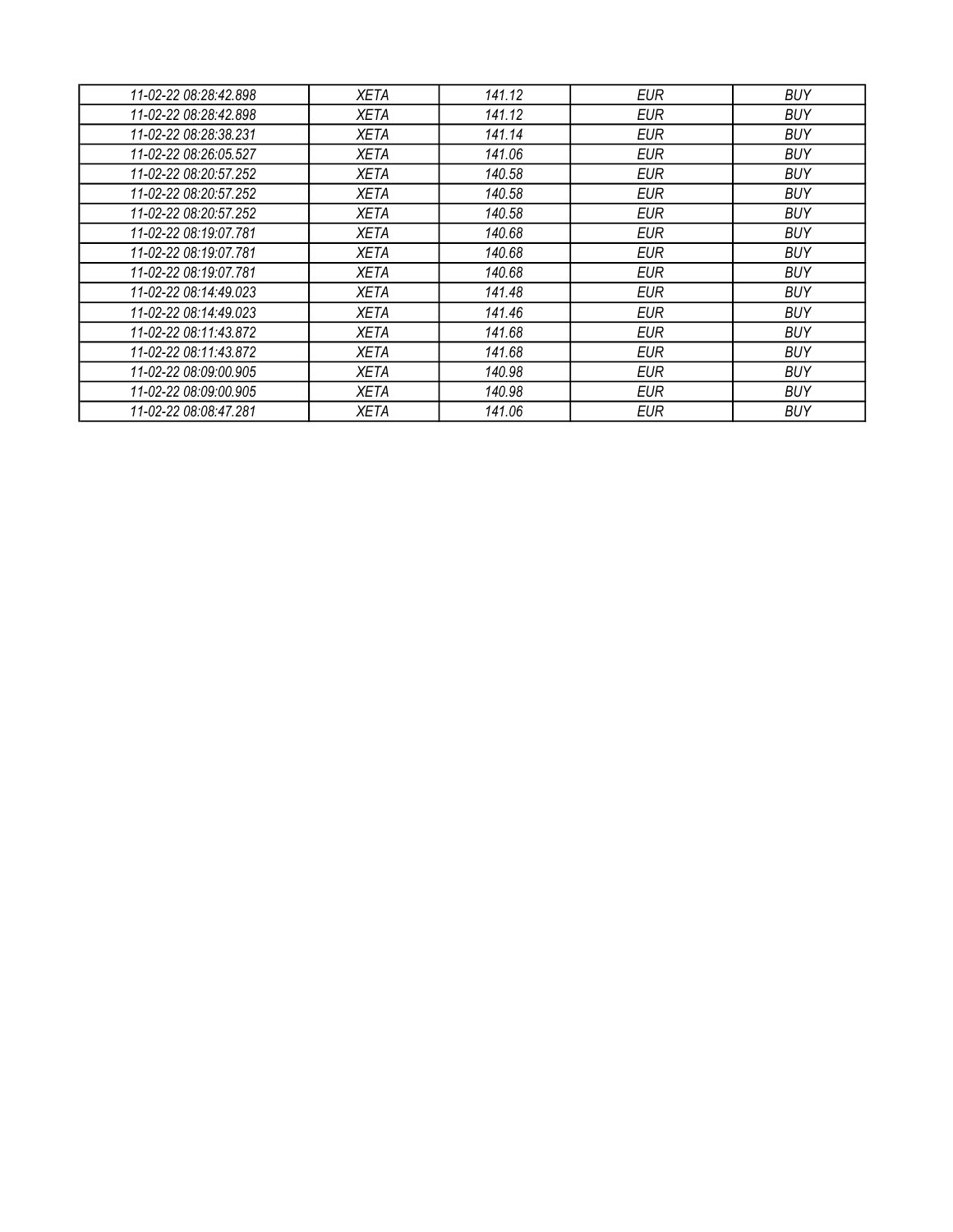| | | | | |
|---|---|---|---|---|
| *11-02-22 08:28:42.898* | *XETA* | *141.12* | *EUR* | *BUY* |
| *11-02-22 08:28:42.898* | *XETA* | *141.12* | *EUR* | *BUY* |
| *11-02-22 08:28:38.231* | *XETA* | *141.14* | *EUR* | *BUY* |
| *11-02-22 08:26:05.527* | *XETA* | *141.06* | *EUR* | *BUY* |
| *11-02-22 08:20:57.252* | *XETA* | *140.58* | *EUR* | *BUY* |
| *11-02-22 08:20:57.252* | *XETA* | *140.58* | *EUR* | *BUY* |
| *11-02-22 08:20:57.252* | *XETA* | *140.58* | *EUR* | *BUY* |
| *11-02-22 08:19:07.781* | *XETA* | *140.68* | *EUR* | *BUY* |
| *11-02-22 08:19:07.781* | *XETA* | *140.68* | *EUR* | *BUY* |
| *11-02-22 08:19:07.781* | *XETA* | *140.68* | *EUR* | *BUY* |
| *11-02-22 08:14:49.023* | *XETA* | *141.48* | *EUR* | *BUY* |
| *11-02-22 08:14:49.023* | *XETA* | *141.46* | *EUR* | *BUY* |
| *11-02-22 08:11:43.872* | *XETA* | *141.68* | *EUR* | *BUY* |
| *11-02-22 08:11:43.872* | *XETA* | *141.68* | *EUR* | *BUY* |
| *11-02-22 08:09:00.905* | *XETA* | *140.98* | *EUR* | *BUY* |
| *11-02-22 08:09:00.905* | *XETA* | *140.98* | *EUR* | *BUY* |
| *11-02-22 08:08:47.281* | *XETA* | *141.06* | *EUR* | *BUY* |